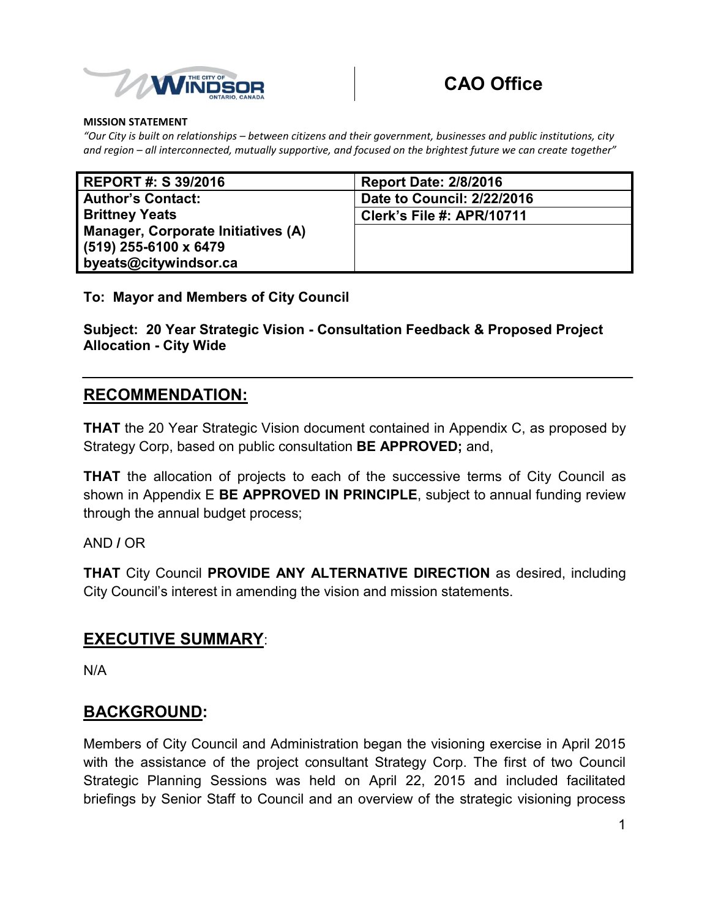THE CITY OF WINDSOR ONTARIO, CANADA

# CAO Office

**MISSION STATEMENT**

*"Our City is built on relationships – between citizens and their government, businesses and public institutions, city and region – all interconnected, mutually supportive, and focused on the brightest future we can create together"*

| REPORT #: S 39/2016 | Report Date: 2/8/2016 |
|---|---|
| **Author's Contact:** | **Date to Council: 2/22/2016** |
| **Brittney Yeats** | **Clerk's File #: APR/10711** |
| **Manager, Corporate Initiatives (A)** | |
| **(519) 255-6100 x 6479** | |
| **byeats@citywindsor.ca** | |

**To: Mayor and Members of City Council**

**Subject: 20 Year Strategic Vision - Consultation Feedback & Proposed Project Allocation - City Wide**

## RECOMMENDATION:

**THAT** the 20 Year Strategic Vision document contained in Appendix C, as proposed by Strategy Corp, based on public consultation **BE APPROVED;** and,

**THAT** the allocation of projects to each of the successive terms of City Council as shown in Appendix E **BE APPROVED IN PRINCIPLE**, subject to annual funding review through the annual budget process;

AND **/** OR

**THAT** City Council **PROVIDE ANY ALTERNATIVE DIRECTION** as desired, including City Council's interest in amending the vision and mission statements.

## EXECUTIVE SUMMARY:

N/A

## BACKGROUND:

Members of City Council and Administration began the visioning exercise in April 2015 with the assistance of the project consultant Strategy Corp. The first of two Council Strategic Planning Sessions was held on April 22, 2015 and included facilitated briefings by Senior Staff to Council and an overview of the strategic visioning process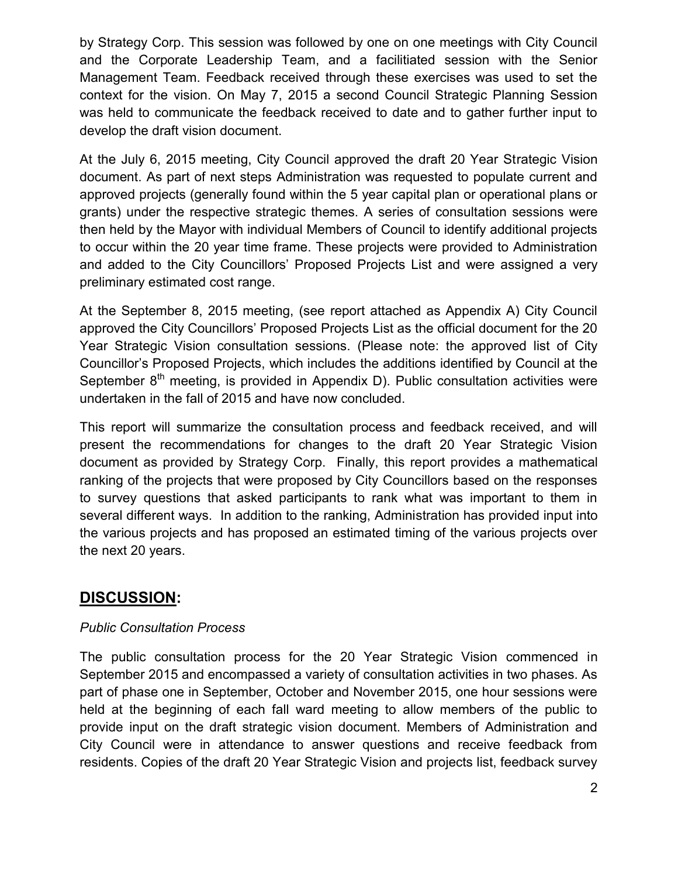by Strategy Corp. This session was followed by one on one meetings with City Council and the Corporate Leadership Team, and a facilitiated session with the Senior Management Team. Feedback received through these exercises was used to set the context for the vision. On May 7, 2015 a second Council Strategic Planning Session was held to communicate the feedback received to date and to gather further input to develop the draft vision document.

At the July 6, 2015 meeting, City Council approved the draft 20 Year Strategic Vision document. As part of next steps Administration was requested to populate current and approved projects (generally found within the 5 year capital plan or operational plans or grants) under the respective strategic themes. A series of consultation sessions were then held by the Mayor with individual Members of Council to identify additional projects to occur within the 20 year time frame. These projects were provided to Administration and added to the City Councillors' Proposed Projects List and were assigned a very preliminary estimated cost range.

At the September 8, 2015 meeting, (see report attached as Appendix A) City Council approved the City Councillors' Proposed Projects List as the official document for the 20 Year Strategic Vision consultation sessions. (Please note: the approved list of City Councillor's Proposed Projects, which includes the additions identified by Council at the September 8th meeting, is provided in Appendix D). Public consultation activities were undertaken in the fall of 2015 and have now concluded.

This report will summarize the consultation process and feedback received, and will present the recommendations for changes to the draft 20 Year Strategic Vision document as provided by Strategy Corp. Finally, this report provides a mathematical ranking of the projects that were proposed by City Councillors based on the responses to survey questions that asked participants to rank what was important to them in several different ways. In addition to the ranking, Administration has provided input into the various projects and has proposed an estimated timing of the various projects over the next 20 years.

## DISCUSSION:

*Public Consultation Process*

The public consultation process for the 20 Year Strategic Vision commenced in September 2015 and encompassed a variety of consultation activities in two phases. As part of phase one in September, October and November 2015, one hour sessions were held at the beginning of each fall ward meeting to allow members of the public to provide input on the draft strategic vision document. Members of Administration and City Council were in attendance to answer questions and receive feedback from residents. Copies of the draft 20 Year Strategic Vision and projects list, feedback survey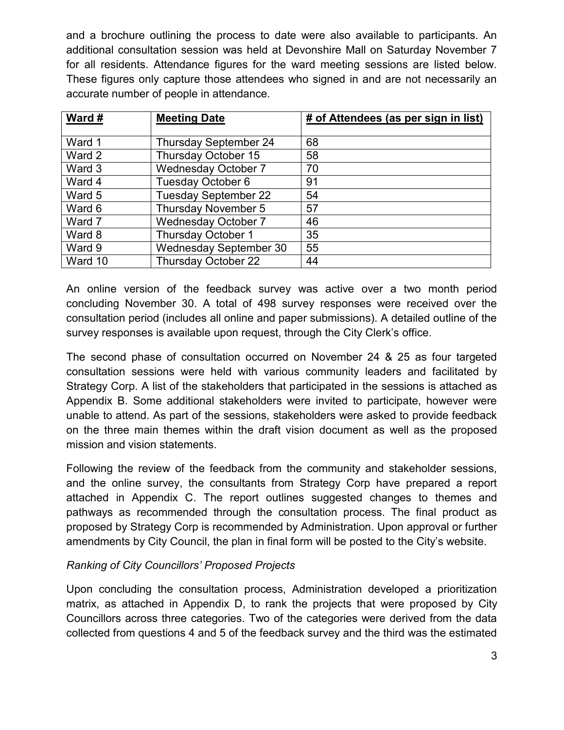and a brochure outlining the process to date were also available to participants. An additional consultation session was held at Devonshire Mall on Saturday November 7 for all residents. Attendance figures for the ward meeting sessions are listed below. These figures only capture those attendees who signed in and are not necessarily an accurate number of people in attendance.

| **Ward #** | **Meeting Date** | **# of Attendees (as per sign in list)** |
|---|---|---|
| Ward 1 | Thursday September 24 | 68 |
| Ward 2 | Thursday October 15 | 58 |
| Ward 3 | Wednesday October 7 | 70 |
| Ward 4 | Tuesday October 6 | 91 |
| Ward 5 | Tuesday September 22 | 54 |
| Ward 6 | Thursday November 5 | 57 |
| Ward 7 | Wednesday October 7 | 46 |
| Ward 8 | Thursday October 1 | 35 |
| Ward 9 | Wednesday September 30 | 55 |
| Ward 10 | Thursday October 22 | 44 |

An online version of the feedback survey was active over a two month period concluding November 30. A total of 498 survey responses were received over the consultation period (includes all online and paper submissions). A detailed outline of the survey responses is available upon request, through the City Clerk's office.

The second phase of consultation occurred on November 24 & 25 as four targeted consultation sessions were held with various community leaders and facilitated by Strategy Corp. A list of the stakeholders that participated in the sessions is attached as Appendix B. Some additional stakeholders were invited to participate, however were unable to attend. As part of the sessions, stakeholders were asked to provide feedback on the three main themes within the draft vision document as well as the proposed mission and vision statements.

Following the review of the feedback from the community and stakeholder sessions, and the online survey, the consultants from Strategy Corp have prepared a report attached in Appendix C. The report outlines suggested changes to themes and pathways as recommended through the consultation process. The final product as proposed by Strategy Corp is recommended by Administration. Upon approval or further amendments by City Council, the plan in final form will be posted to the City's website.

*Ranking of City Councillors' Proposed Projects*

Upon concluding the consultation process, Administration developed a prioritization matrix, as attached in Appendix D, to rank the projects that were proposed by City Councillors across three categories. Two of the categories were derived from the data collected from questions 4 and 5 of the feedback survey and the third was the estimated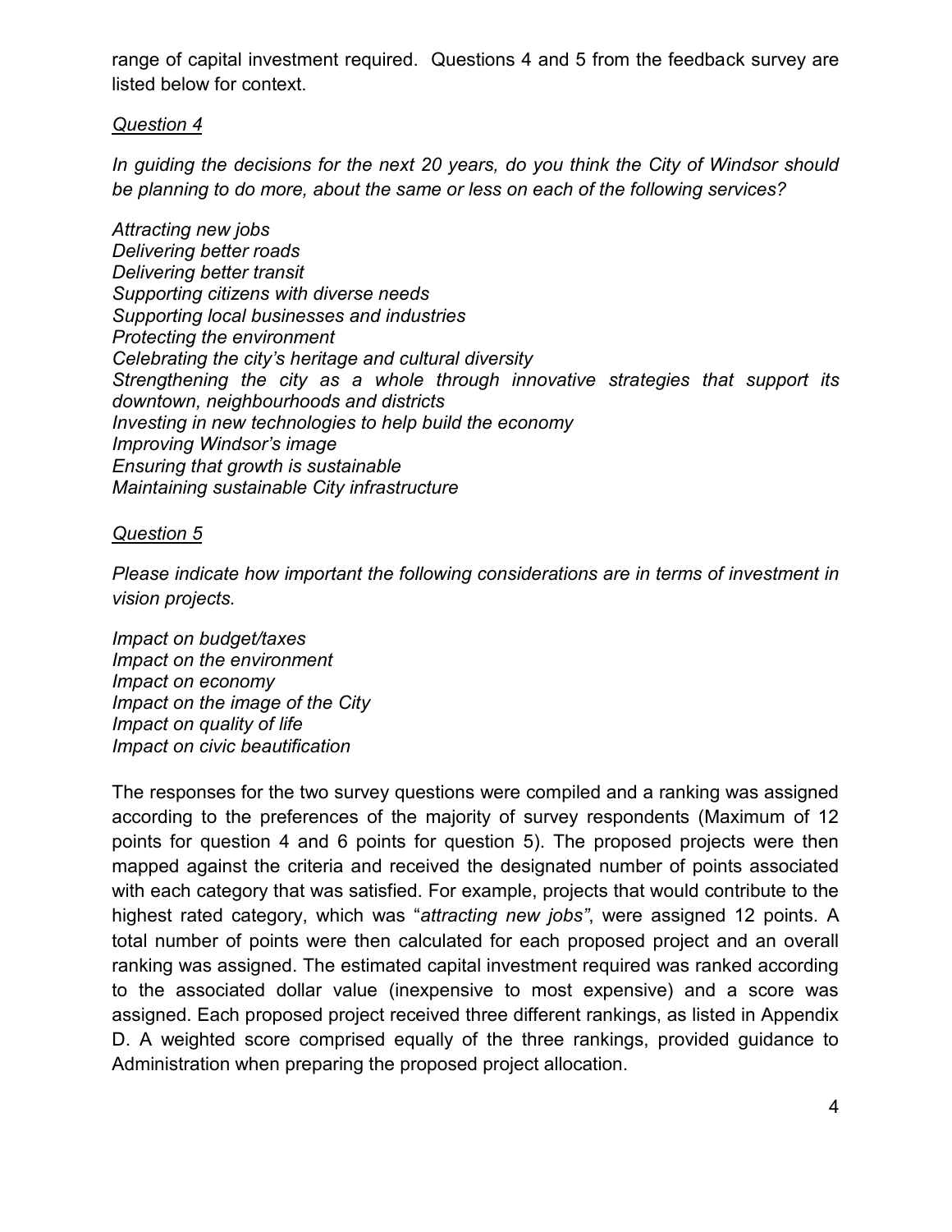range of capital investment required. Questions 4 and 5 from the feedback survey are listed below for context.

*Question 4*

*In guiding the decisions for the next 20 years, do you think the City of Windsor should be planning to do more, about the same or less on each of the following services?*

*Attracting new jobs*
*Delivering better roads*
*Delivering better transit*
*Supporting citizens with diverse needs*
*Supporting local businesses and industries*
*Protecting the environment*
*Celebrating the city's heritage and cultural diversity*
*Strengthening the city as a whole through innovative strategies that support its downtown, neighbourhoods and districts*
*Investing in new technologies to help build the economy*
*Improving Windsor's image*
*Ensuring that growth is sustainable*
*Maintaining sustainable City infrastructure*

*Question 5*

*Please indicate how important the following considerations are in terms of investment in vision projects.*

*Impact on budget/taxes*
*Impact on the environment*
*Impact on economy*
*Impact on the image of the City*
*Impact on quality of life*
*Impact on civic beautification*

The responses for the two survey questions were compiled and a ranking was assigned according to the preferences of the majority of survey respondents (Maximum of 12 points for question 4 and 6 points for question 5). The proposed projects were then mapped against the criteria and received the designated number of points associated with each category that was satisfied. For example, projects that would contribute to the highest rated category, which was "*attracting new jobs"*, were assigned 12 points. A total number of points were then calculated for each proposed project and an overall ranking was assigned. The estimated capital investment required was ranked according to the associated dollar value (inexpensive to most expensive) and a score was assigned. Each proposed project received three different rankings, as listed in Appendix D. A weighted score comprised equally of the three rankings, provided guidance to Administration when preparing the proposed project allocation.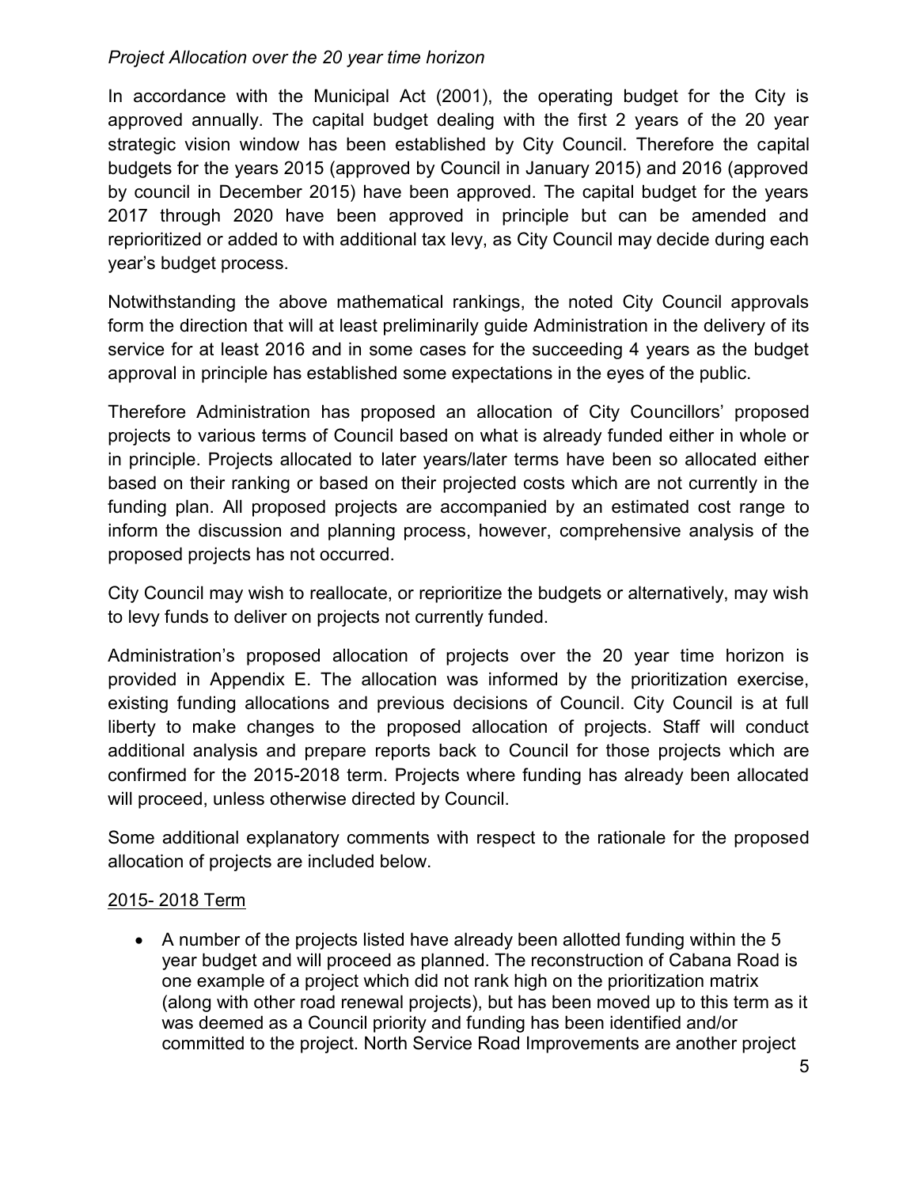*Project Allocation over the 20 year time horizon*

In accordance with the Municipal Act (2001), the operating budget for the City is approved annually. The capital budget dealing with the first 2 years of the 20 year strategic vision window has been established by City Council. Therefore the capital budgets for the years 2015 (approved by Council in January 2015) and 2016 (approved by council in December 2015) have been approved. The capital budget for the years 2017 through 2020 have been approved in principle but can be amended and reprioritized or added to with additional tax levy, as City Council may decide during each year's budget process.

Notwithstanding the above mathematical rankings, the noted City Council approvals form the direction that will at least preliminarily guide Administration in the delivery of its service for at least 2016 and in some cases for the succeeding 4 years as the budget approval in principle has established some expectations in the eyes of the public.

Therefore Administration has proposed an allocation of City Councillors' proposed projects to various terms of Council based on what is already funded either in whole or in principle. Projects allocated to later years/later terms have been so allocated either based on their ranking or based on their projected costs which are not currently in the funding plan. All proposed projects are accompanied by an estimated cost range to inform the discussion and planning process, however, comprehensive analysis of the proposed projects has not occurred.

City Council may wish to reallocate, or reprioritize the budgets or alternatively, may wish to levy funds to deliver on projects not currently funded.

Administration's proposed allocation of projects over the 20 year time horizon is provided in Appendix E. The allocation was informed by the prioritization exercise, existing funding allocations and previous decisions of Council. City Council is at full liberty to make changes to the proposed allocation of projects. Staff will conduct additional analysis and prepare reports back to Council for those projects which are confirmed for the 2015-2018 term. Projects where funding has already been allocated will proceed, unless otherwise directed by Council.

Some additional explanatory comments with respect to the rationale for the proposed allocation of projects are included below.

<u>2015- 2018 Term</u>

- A number of the projects listed have already been allotted funding within the 5 year budget and will proceed as planned. The reconstruction of Cabana Road is one example of a project which did not rank high on the prioritization matrix (along with other road renewal projects), but has been moved up to this term as it was deemed as a Council priority and funding has been identified and/or committed to the project. North Service Road Improvements are another project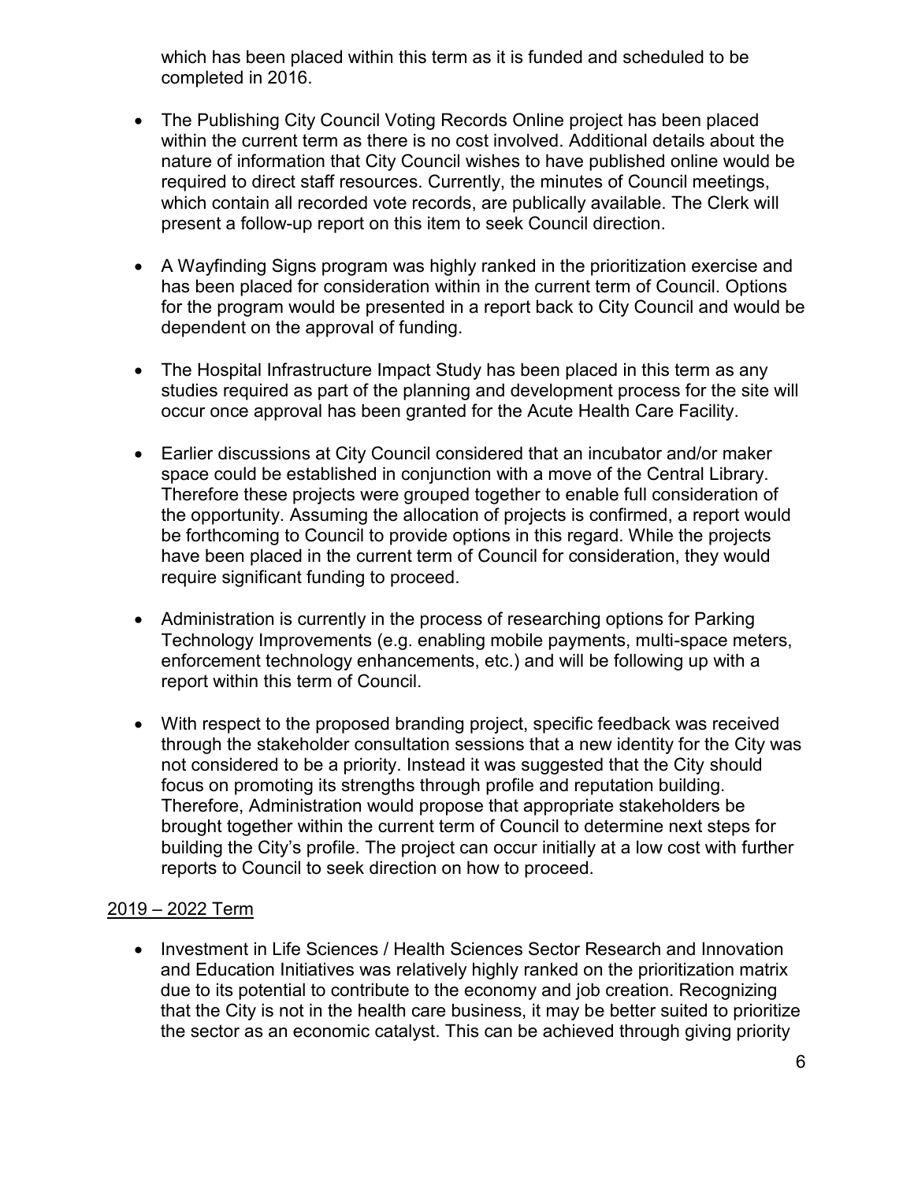which has been placed within this term as it is funded and scheduled to be completed in 2016.

- The Publishing City Council Voting Records Online project has been placed within the current term as there is no cost involved. Additional details about the nature of information that City Council wishes to have published online would be required to direct staff resources. Currently, the minutes of Council meetings, which contain all recorded vote records, are publically available. The Clerk will present a follow-up report on this item to seek Council direction.

- A Wayfinding Signs program was highly ranked in the prioritization exercise and has been placed for consideration within in the current term of Council. Options for the program would be presented in a report back to City Council and would be dependent on the approval of funding.

- The Hospital Infrastructure Impact Study has been placed in this term as any studies required as part of the planning and development process for the site will occur once approval has been granted for the Acute Health Care Facility.

- Earlier discussions at City Council considered that an incubator and/or maker space could be established in conjunction with a move of the Central Library. Therefore these projects were grouped together to enable full consideration of the opportunity. Assuming the allocation of projects is confirmed, a report would be forthcoming to Council to provide options in this regard. While the projects have been placed in the current term of Council for consideration, they would require significant funding to proceed.

- Administration is currently in the process of researching options for Parking Technology Improvements (e.g. enabling mobile payments, multi-space meters, enforcement technology enhancements, etc.) and will be following up with a report within this term of Council.

- With respect to the proposed branding project, specific feedback was received through the stakeholder consultation sessions that a new identity for the City was not considered to be a priority. Instead it was suggested that the City should focus on promoting its strengths through profile and reputation building. Therefore, Administration would propose that appropriate stakeholders be brought together within the current term of Council to determine next steps for building the City's profile. The project can occur initially at a low cost with further reports to Council to seek direction on how to proceed.

<u>2019 – 2022 Term</u>

- Investment in Life Sciences / Health Sciences Sector Research and Innovation and Education Initiatives was relatively highly ranked on the prioritization matrix due to its potential to contribute to the economy and job creation. Recognizing that the City is not in the health care business, it may be better suited to prioritize the sector as an economic catalyst. This can be achieved through giving priority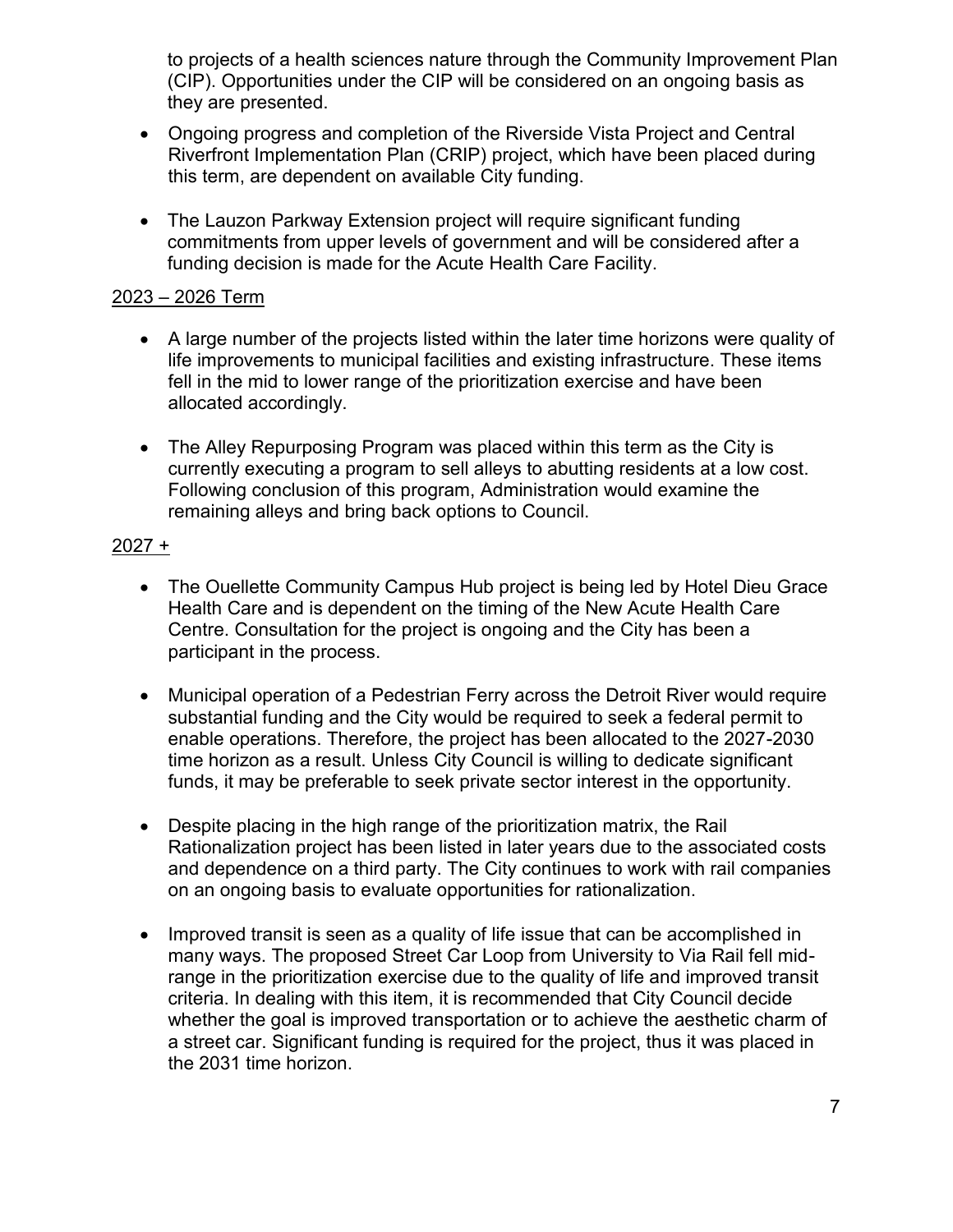to projects of a health sciences nature through the Community Improvement Plan (CIP). Opportunities under the CIP will be considered on an ongoing basis as they are presented.

- Ongoing progress and completion of the Riverside Vista Project and Central Riverfront Implementation Plan (CRIP) project, which have been placed during this term, are dependent on available City funding.
- The Lauzon Parkway Extension project will require significant funding commitments from upper levels of government and will be considered after a funding decision is made for the Acute Health Care Facility.

2023 – 2026 Term

- A large number of the projects listed within the later time horizons were quality of life improvements to municipal facilities and existing infrastructure. These items fell in the mid to lower range of the prioritization exercise and have been allocated accordingly.
- The Alley Repurposing Program was placed within this term as the City is currently executing a program to sell alleys to abutting residents at a low cost. Following conclusion of this program, Administration would examine the remaining alleys and bring back options to Council.

2027 +

- The Ouellette Community Campus Hub project is being led by Hotel Dieu Grace Health Care and is dependent on the timing of the New Acute Health Care Centre. Consultation for the project is ongoing and the City has been a participant in the process.
- Municipal operation of a Pedestrian Ferry across the Detroit River would require substantial funding and the City would be required to seek a federal permit to enable operations. Therefore, the project has been allocated to the 2027-2030 time horizon as a result. Unless City Council is willing to dedicate significant funds, it may be preferable to seek private sector interest in the opportunity.
- Despite placing in the high range of the prioritization matrix, the Rail Rationalization project has been listed in later years due to the associated costs and dependence on a third party. The City continues to work with rail companies on an ongoing basis to evaluate opportunities for rationalization.
- Improved transit is seen as a quality of life issue that can be accomplished in many ways. The proposed Street Car Loop from University to Via Rail fell mid-range in the prioritization exercise due to the quality of life and improved transit criteria. In dealing with this item, it is recommended that City Council decide whether the goal is improved transportation or to achieve the aesthetic charm of a street car. Significant funding is required for the project, thus it was placed in the 2031 time horizon.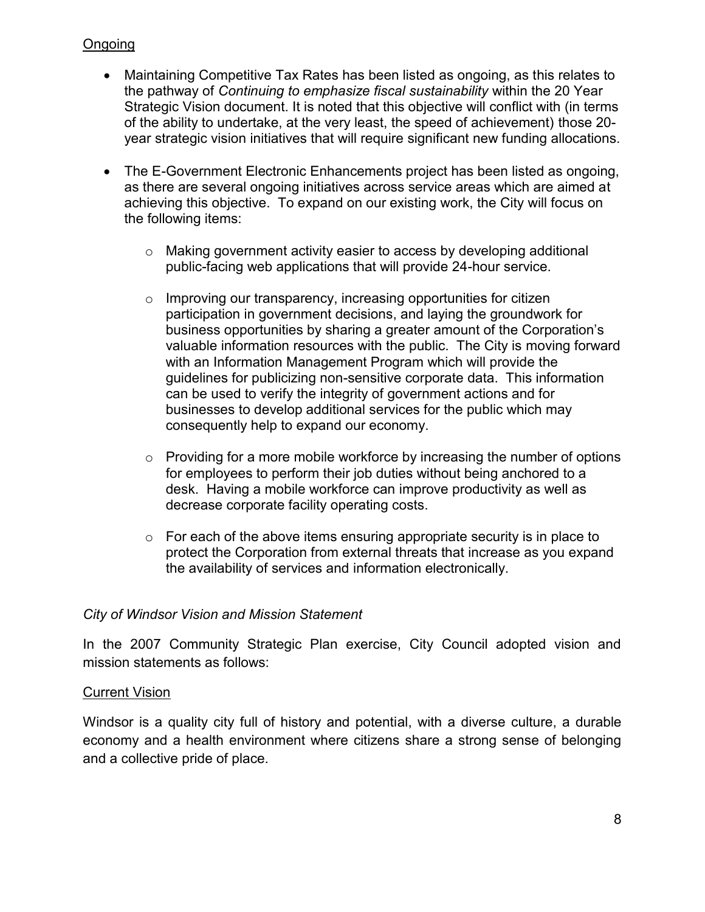<u>Ongoing</u>

- Maintaining Competitive Tax Rates has been listed as ongoing, as this relates to the pathway of *Continuing to emphasize fiscal sustainability* within the 20 Year Strategic Vision document. It is noted that this objective will conflict with (in terms of the ability to undertake, at the very least, the speed of achievement) those 20-year strategic vision initiatives that will require significant new funding allocations.

- The E-Government Electronic Enhancements project has been listed as ongoing, as there are several ongoing initiatives across service areas which are aimed at achieving this objective. To expand on our existing work, the City will focus on the following items:

  - Making government activity easier to access by developing additional public-facing web applications that will provide 24-hour service.

  - Improving our transparency, increasing opportunities for citizen participation in government decisions, and laying the groundwork for business opportunities by sharing a greater amount of the Corporation's valuable information resources with the public. The City is moving forward with an Information Management Program which will provide the guidelines for publicizing non-sensitive corporate data. This information can be used to verify the integrity of government actions and for businesses to develop additional services for the public which may consequently help to expand our economy.

  - Providing for a more mobile workforce by increasing the number of options for employees to perform their job duties without being anchored to a desk. Having a mobile workforce can improve productivity as well as decrease corporate facility operating costs.

  - For each of the above items ensuring appropriate security is in place to protect the Corporation from external threats that increase as you expand the availability of services and information electronically.

*City of Windsor Vision and Mission Statement*

In the 2007 Community Strategic Plan exercise, City Council adopted vision and mission statements as follows:

<u>Current Vision</u>

Windsor is a quality city full of history and potential, with a diverse culture, a durable economy and a health environment where citizens share a strong sense of belonging and a collective pride of place.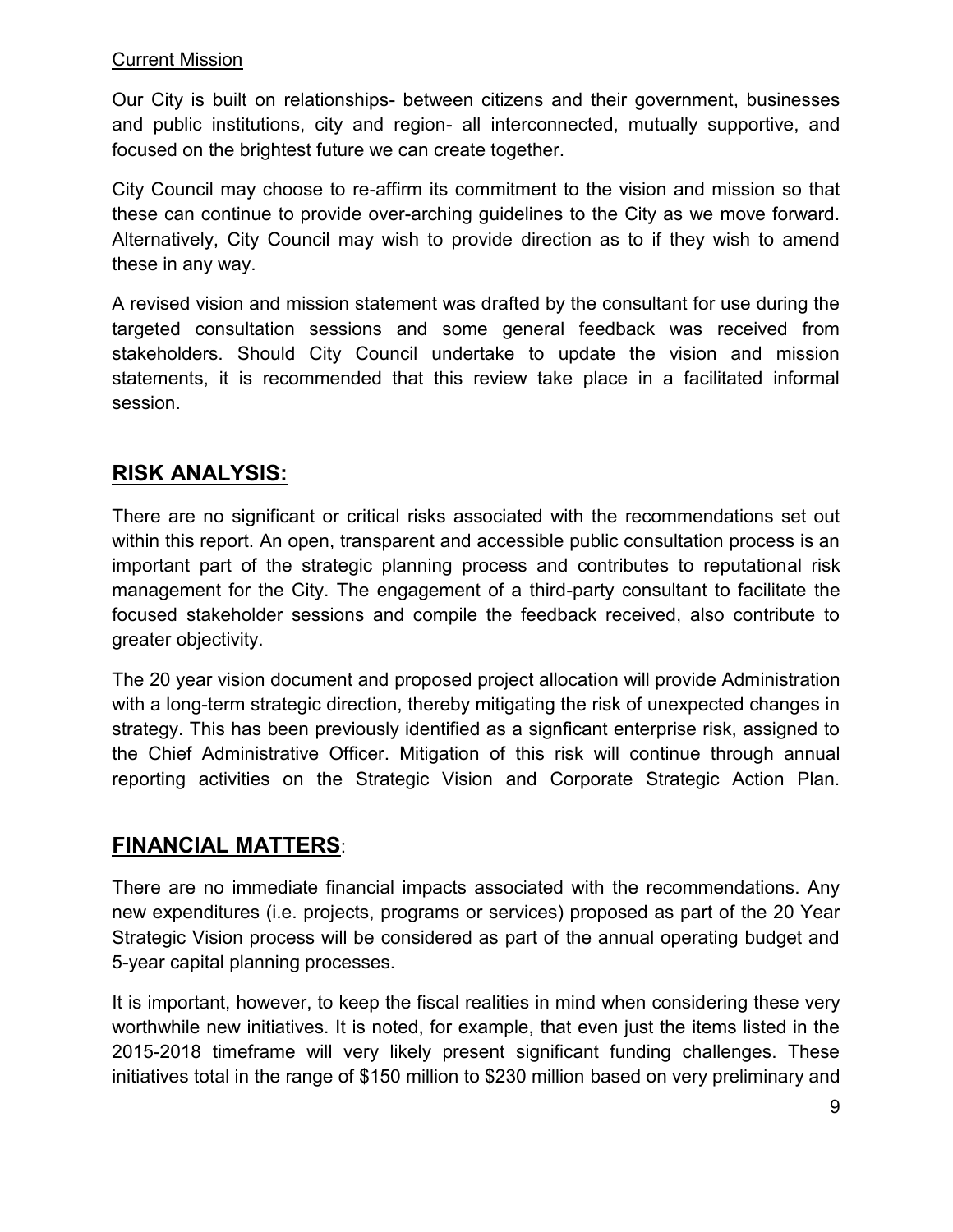Current Mission

Our City is built on relationships- between citizens and their government, businesses and public institutions, city and region- all interconnected, mutually supportive, and focused on the brightest future we can create together.

City Council may choose to re-affirm its commitment to the vision and mission so that these can continue to provide over-arching guidelines to the City as we move forward. Alternatively, City Council may wish to provide direction as to if they wish to amend these in any way.

A revised vision and mission statement was drafted by the consultant for use during the targeted consultation sessions and some general feedback was received from stakeholders. Should City Council undertake to update the vision and mission statements, it is recommended that this review take place in a facilitated informal session.

## RISK ANALYSIS:

There are no significant or critical risks associated with the recommendations set out within this report. An open, transparent and accessible public consultation process is an important part of the strategic planning process and contributes to reputational risk management for the City. The engagement of a third-party consultant to facilitate the focused stakeholder sessions and compile the feedback received, also contribute to greater objectivity.

The 20 year vision document and proposed project allocation will provide Administration with a long-term strategic direction, thereby mitigating the risk of unexpected changes in strategy. This has been previously identified as a signficant enterprise risk, assigned to the Chief Administrative Officer. Mitigation of this risk will continue through annual reporting activities on the Strategic Vision and Corporate Strategic Action Plan.

## FINANCIAL MATTERS:

There are no immediate financial impacts associated with the recommendations. Any new expenditures (i.e. projects, programs or services) proposed as part of the 20 Year Strategic Vision process will be considered as part of the annual operating budget and 5-year capital planning processes.

It is important, however, to keep the fiscal realities in mind when considering these very worthwhile new initiatives. It is noted, for example, that even just the items listed in the 2015-2018 timeframe will very likely present significant funding challenges. These initiatives total in the range of $150 million to $230 million based on very preliminary and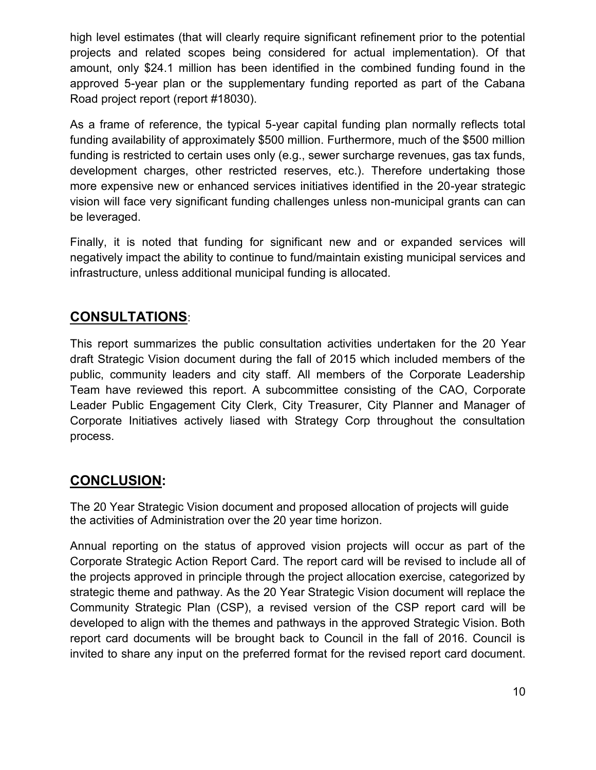high level estimates (that will clearly require significant refinement prior to the potential projects and related scopes being considered for actual implementation). Of that amount, only $24.1 million has been identified in the combined funding found in the approved 5-year plan or the supplementary funding reported as part of the Cabana Road project report (report #18030).

As a frame of reference, the typical 5-year capital funding plan normally reflects total funding availability of approximately $500 million. Furthermore, much of the $500 million funding is restricted to certain uses only (e.g., sewer surcharge revenues, gas tax funds, development charges, other restricted reserves, etc.). Therefore undertaking those more expensive new or enhanced services initiatives identified in the 20-year strategic vision will face very significant funding challenges unless non-municipal grants can can be leveraged.

Finally, it is noted that funding for significant new and or expanded services will negatively impact the ability to continue to fund/maintain existing municipal services and infrastructure, unless additional municipal funding is allocated.

## **CONSULTATIONS**:

This report summarizes the public consultation activities undertaken for the 20 Year draft Strategic Vision document during the fall of 2015 which included members of the public, community leaders and city staff. All members of the Corporate Leadership Team have reviewed this report. A subcommittee consisting of the CAO, Corporate Leader Public Engagement City Clerk, City Treasurer, City Planner and Manager of Corporate Initiatives actively liased with Strategy Corp throughout the consultation process.

## **CONCLUSION:**

The 20 Year Strategic Vision document and proposed allocation of projects will guide the activities of Administration over the 20 year time horizon.

Annual reporting on the status of approved vision projects will occur as part of the Corporate Strategic Action Report Card. The report card will be revised to include all of the projects approved in principle through the project allocation exercise, categorized by strategic theme and pathway. As the 20 Year Strategic Vision document will replace the Community Strategic Plan (CSP), a revised version of the CSP report card will be developed to align with the themes and pathways in the approved Strategic Vision. Both report card documents will be brought back to Council in the fall of 2016. Council is invited to share any input on the preferred format for the revised report card document.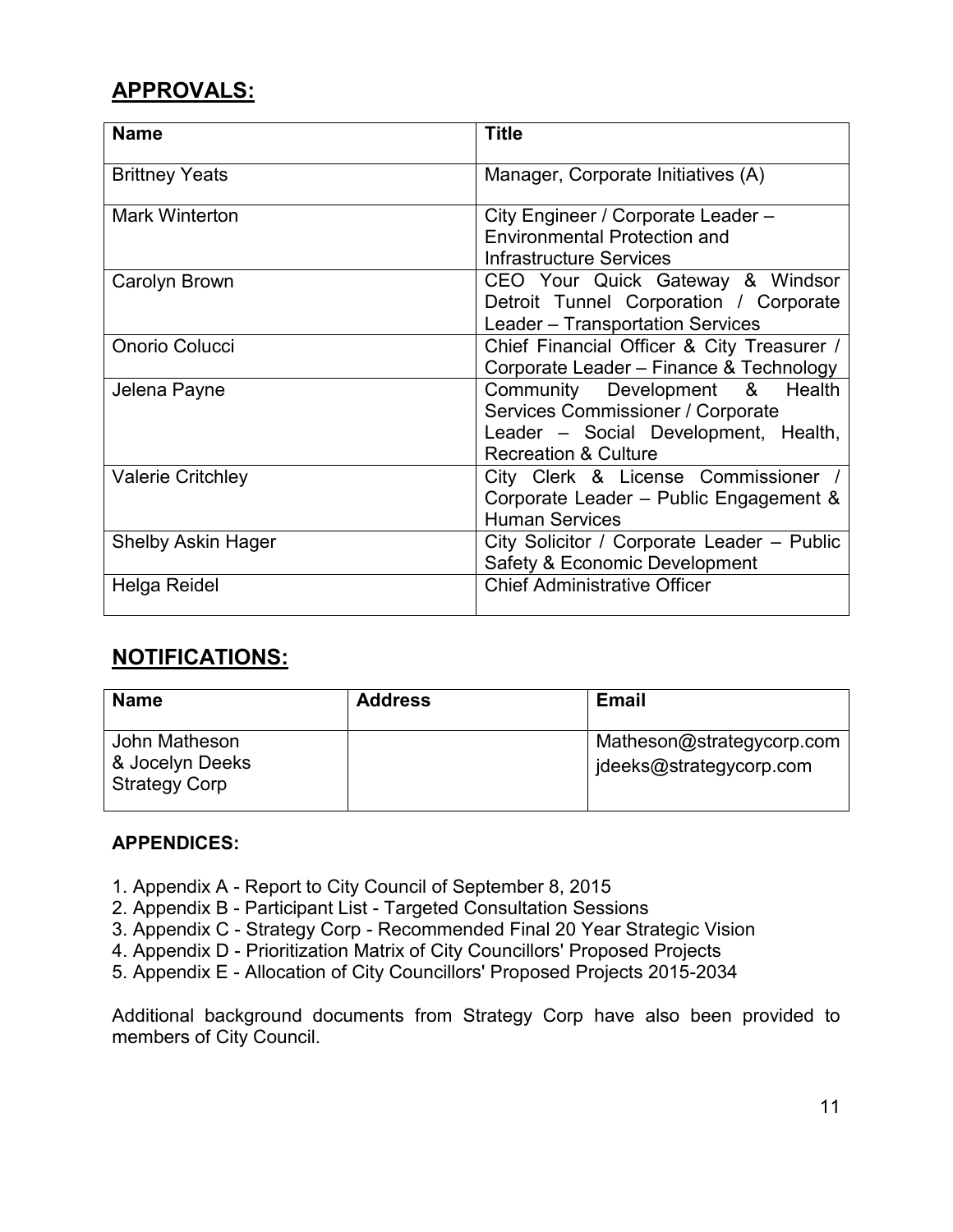## APPROVALS:

| Name | Title |
|---|---|
| Brittney Yeats | Manager, Corporate Initiatives (A) |
| Mark Winterton | City Engineer / Corporate Leader – Environmental Protection and Infrastructure Services |
| Carolyn Brown | CEO Your Quick Gateway & Windsor Detroit Tunnel Corporation / Corporate Leader – Transportation Services |
| Onorio Colucci | Chief Financial Officer & City Treasurer / Corporate Leader – Finance & Technology |
| Jelena Payne | Community Development & Health Services Commissioner / Corporate Leader – Social Development, Health, Recreation & Culture |
| Valerie Critchley | City Clerk & License Commissioner / Corporate Leader – Public Engagement & Human Services |
| Shelby Askin Hager | City Solicitor / Corporate Leader – Public Safety & Economic Development |
| Helga Reidel | Chief Administrative Officer |

## NOTIFICATIONS:

| Name | Address | Email |
|---|---|---|
| John Matheson & Jocelyn Deeks Strategy Corp | | Matheson@strategycorp.com jdeeks@strategycorp.com |

**APPENDICES:**

1. Appendix A - Report to City Council of September 8, 2015
2. Appendix B - Participant List - Targeted Consultation Sessions
3. Appendix C - Strategy Corp - Recommended Final 20 Year Strategic Vision
4. Appendix D - Prioritization Matrix of City Councillors' Proposed Projects
5. Appendix E - Allocation of City Councillors' Proposed Projects 2015-2034

Additional background documents from Strategy Corp have also been provided to members of City Council.